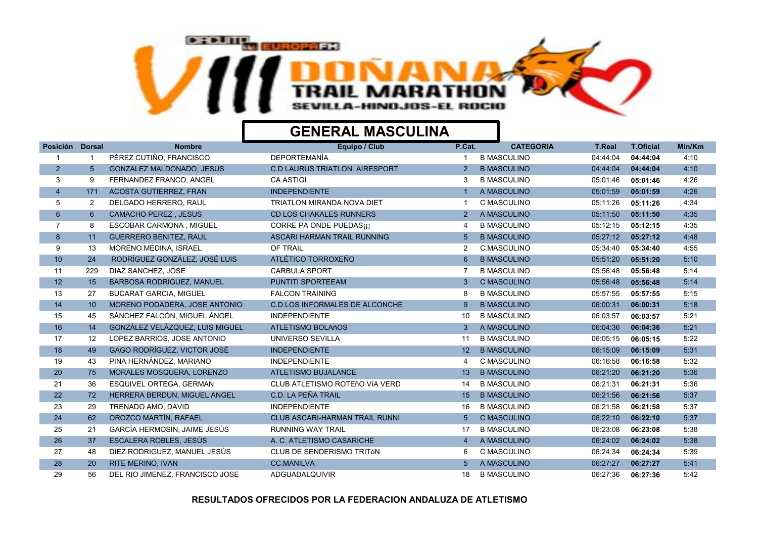# VIII DOÑANA TRAIL MARATHON

SEVILLA-HINOJOS-EL ROCIO

## GENERAL MASCULINA

| Posición | Dorsal | Nombre | Equipo / Club | P.Cat. | CATEGORIA | T.Real | T.Oficial | Min/Km |
|---|---|---|---|---|---|---|---|---|
| 1 | 1 | PÉREZ CUTIÑO, FRANCISCO | DEPORTEMANÍA | 1 | B MASCULINO | 04:44:04 | **04:44:04** | 4:10 |
| 2 | 5 | GONZALEZ MALDONADO, JESUS | C.D LAURUS TRIATLON AIRESPORT | 2 | B MASCULINO | 04:44:04 | **04:44:04** | 4:10 |
| 3 | 9 | FERNANDEZ FRANCO, ANGEL | CA ASTIGI | 3 | B MASCULINO | 05:01:46 | **05:01:46** | 4:26 |
| 4 | 171 | ACOSTA GUTIERREZ, FRAN | INDEPENDIENTE | 1 | A MASCULINO | 05:01:59 | **05:01:59** | 4:26 |
| 5 | 2 | DELGADO HERRERO, RAUL | TRIATLON MIRANDA NOVA DIET | 1 | C MASCULINO | 05:11:26 | **05:11:26** | 4:34 |
| 6 | 6 | CAMACHO PEREZ , JESUS | CD LOS CHAKALES RUNNERS | 2 | A MASCULINO | 05:11:50 | **05:11:50** | 4:35 |
| 7 | 8 | ESCOBAR CARMONA , MIGUEL | CORRE PA ONDE PUEDAS¡¡¡ | 4 | B MASCULINO | 05:12:15 | **05:12:15** | 4:35 |
| 8 | 11 | GUERRERO BENITEZ, RAUL | ASCARI HARMAN TRAIL RUNNING | 5 | B MASCULINO | 05:27:12 | **05:27:12** | 4:48 |
| 9 | 13 | MORENO MEDINA, ISRAEL | OF TRAIL | 2 | C MASCULINO | 05:34:40 | **05:34:40** | 4:55 |
| 10 | 24 | RODRÍGUEZ GONZÁLEZ, JOSÉ LUIS | ATLÉTICO TORROXEÑO | 6 | B MASCULINO | 05:51:20 | **05:51:20** | 5:10 |
| 11 | 229 | DIAZ SANCHEZ, JOSE | CARBULA SPORT | 7 | B MASCULINO | 05:56:48 | **05:56:48** | 5:14 |
| 12 | 15 | BARBOSA RODRIGUEZ, MANUEL | PUNTITI SPORTEEAM | 3 | C MASCULINO | 05:56:48 | **05:56:48** | 5:14 |
| 13 | 27 | BUCARAT GARCIA, MIGUEL | FALCON TRAINING | 8 | B MASCULINO | 05:57:55 | **05:57:55** | 5:15 |
| 14 | 10 | MORENO PODADERA, JOSE ANTONIO | C.D.LOS INFORMALES DE ALCONCHE | 9 | B MASCULINO | 06:00:31 | **06:00:31** | 5:18 |
| 15 | 45 | SÁNCHEZ FALCÓN, MIGUEL ÁNGEL | INDEPENDIENTE | 10 | B MASCULINO | 06:03:57 | **06:03:57** | 5:21 |
| 16 | 14 | GONZÁLEZ VELÁZQUEZ, LUIS MIGUEL | ATLETISMO BOLAñOS | 3 | A MASCULINO | 06:04:36 | **06:04:36** | 5:21 |
| 17 | 12 | LOPEZ BARRIOS, JOSE ANTONIO | UNIVERSO SEVILLA | 11 | B MASCULINO | 06:05:15 | **06:05:15** | 5:22 |
| 18 | 49 | GAGO RODRÍGUEZ, VICTOR JOSÉ | INDEPENDIENTE | 12 | B MASCULINO | 06:15:09 | **06:15:09** | 5:31 |
| 19 | 43 | PINA HERNÁNDEZ, MARIANO | INDEPENDIENTE | 4 | C MASCULINO | 06:16:58 | **06:16:58** | 5:32 |
| 20 | 75 | MORALES MOSQUERA, LORENZO | ATLETISMO BUJALANCE | 13 | B MASCULINO | 06:21:20 | **06:21:20** | 5:36 |
| 21 | 36 | ESQUIVEL ORTEGA, GERMAN | CLUB ATLETISMO ROTEñO VíA VERD | 14 | B MASCULINO | 06:21:31 | **06:21:31** | 5:36 |
| 22 | 72 | HERRERA BERDUN, MIGUEL ANGEL | C.D. LA PEÑA TRAIL | 15 | B MASCULINO | 06:21:56 | **06:21:56** | 5:37 |
| 23 | 29 | TRENADO AMO, DAVID | INDEPENDIENTE | 16 | B MASCULINO | 06:21:58 | **06:21:58** | 5:37 |
| 24 | 62 | OROZCO MARTÍN, RAFAEL | CLUB ASCARI-HARMAN TRAIL RUNNI | 5 | C MASCULINO | 06:22:10 | **06:22:10** | 5:37 |
| 25 | 21 | GARCÍA HERMOSIN, JAIME JESÚS | RUNNING WAY TRAIL | 17 | B MASCULINO | 06:23:08 | **06:23:08** | 5:38 |
| 26 | 37 | ESCALERA ROBLES, JESÚS | A. C. ATLETISMO CASARICHE | 4 | A MASCULINO | 06:24:02 | **06:24:02** | 5:38 |
| 27 | 48 | DIEZ RODRIGUEZ, MANUEL JESÚS | CLUB DE SENDERISMO TRITóN | 6 | C MASCULINO | 06:24:34 | **06:24:34** | 5:39 |
| 28 | 20 | RITE MERINO, IVAN | CC.MANILVA | 5 | A MASCULINO | 06:27:27 | **06:27:27** | 5:41 |
| 29 | 56 | DEL RIO JIMENEZ, FRANCISCO JOSE | ADGUADALQUIVIR | 18 | B MASCULINO | 06:27:36 | **06:27:36** | 5:42 |

**RESULTADOS OFRECIDOS POR LA FEDERACION ANDALUZA DE ATLETISMO**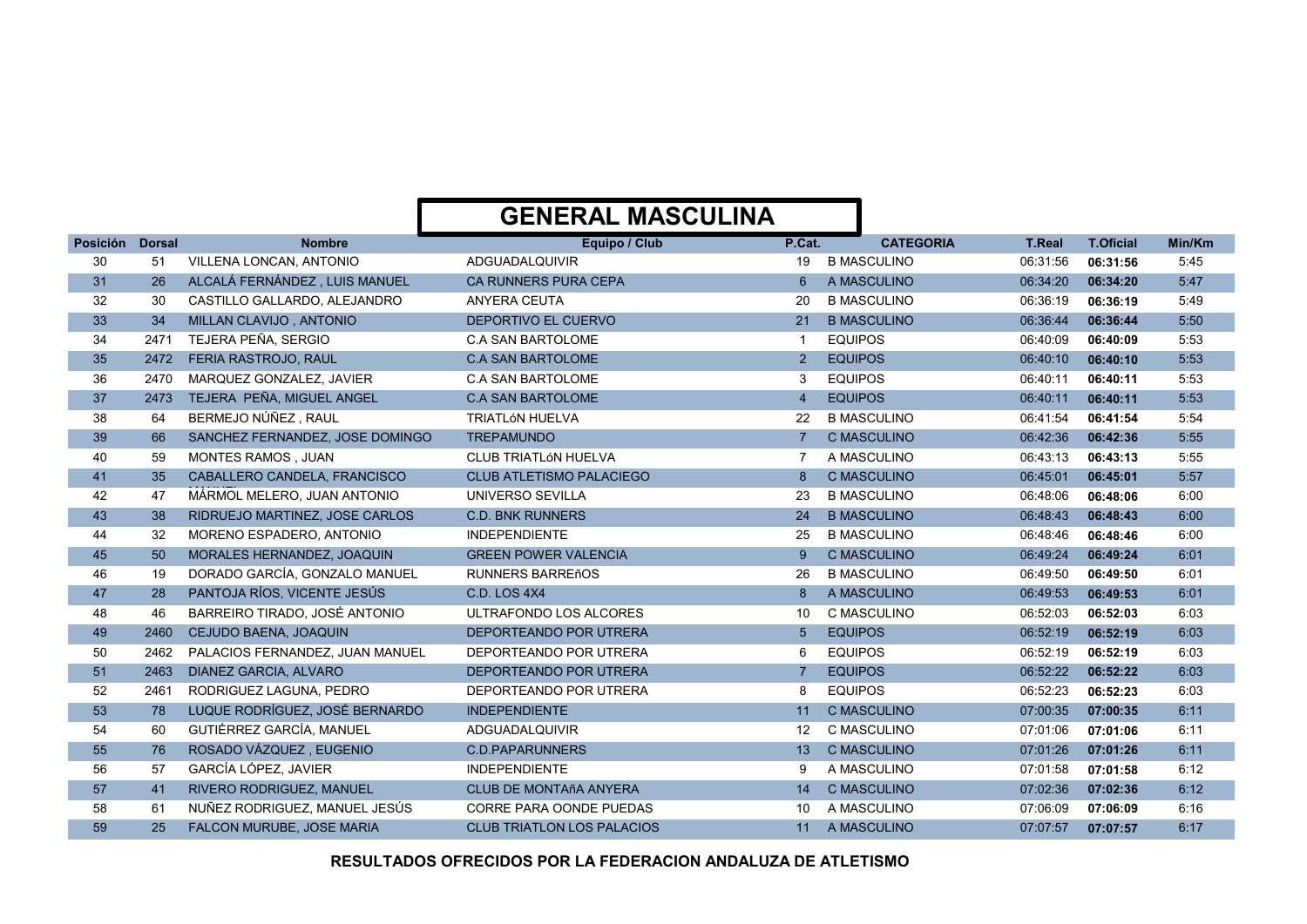# GENERAL MASCULINA

| Posición | Dorsal | Nombre | Equipo / Club | P.Cat. | CATEGORIA | T.Real | T.Oficial | Min/Km |
|---|---|---|---|---|---|---|---|---|
| 30 | 51 | VILLENA LONCAN, ANTONIO | ADGUADALQUIVIR | 19 | B MASCULINO | 06:31:56 | **06:31:56** | 5:45 |
| 31 | 26 | ALCALÁ FERNÁNDEZ , LUIS MANUEL | CA RUNNERS PURA CEPA | 6 | A MASCULINO | 06:34:20 | **06:34:20** | 5:47 |
| 32 | 30 | CASTILLO GALLARDO, ALEJANDRO | ANYERA CEUTA | 20 | B MASCULINO | 06:36:19 | **06:36:19** | 5:49 |
| 33 | 34 | MILLAN CLAVIJO , ANTONIO | DEPORTIVO EL CUERVO | 21 | B MASCULINO | 06:36:44 | **06:36:44** | 5:50 |
| 34 | 2471 | TEJERA PEÑA, SERGIO | C.A SAN BARTOLOME | 1 | EQUIPOS | 06:40:09 | **06:40:09** | 5:53 |
| 35 | 2472 | FERIA RASTROJO, RAUL | C.A SAN BARTOLOME | 2 | EQUIPOS | 06:40:10 | **06:40:10** | 5:53 |
| 36 | 2470 | MARQUEZ GONZALEZ, JAVIER | C.A SAN BARTOLOME | 3 | EQUIPOS | 06:40:11 | **06:40:11** | 5:53 |
| 37 | 2473 | TEJERA PEÑA, MIGUEL ANGEL | C.A SAN BARTOLOME | 4 | EQUIPOS | 06:40:11 | **06:40:11** | 5:53 |
| 38 | 64 | BERMEJO NÚÑEZ , RAUL | TRIATLóN HUELVA | 22 | B MASCULINO | 06:41:54 | **06:41:54** | 5:54 |
| 39 | 66 | SANCHEZ FERNANDEZ, JOSE DOMINGO | TREPAMUNDO | 7 | C MASCULINO | 06:42:36 | **06:42:36** | 5:55 |
| 40 | 59 | MONTES RAMOS , JUAN | CLUB TRIATLóN HUELVA | 7 | A MASCULINO | 06:43:13 | **06:43:13** | 5:55 |
| 41 | 35 | CABALLERO CANDELA, FRANCISCO MANUEL | CLUB ATLETISMO PALACIEGO | 8 | C MASCULINO | 06:45:01 | **06:45:01** | 5:57 |
| 42 | 47 | MÁRMOL MELERO, JUAN ANTONIO | UNIVERSO SEVILLA | 23 | B MASCULINO | 06:48:06 | **06:48:06** | 6:00 |
| 43 | 38 | RIDRUEJO MARTINEZ, JOSE CARLOS | C.D. BNK RUNNERS | 24 | B MASCULINO | 06:48:43 | **06:48:43** | 6:00 |
| 44 | 32 | MORENO ESPADERO, ANTONIO | INDEPENDIENTE | 25 | B MASCULINO | 06:48:46 | **06:48:46** | 6:00 |
| 45 | 50 | MORALES HERNANDEZ, JOAQUIN | GREEN POWER VALENCIA | 9 | C MASCULINO | 06:49:24 | **06:49:24** | 6:01 |
| 46 | 19 | DORADO GARCÍA, GONZALO MANUEL | RUNNERS BARREñOS | 26 | B MASCULINO | 06:49:50 | **06:49:50** | 6:01 |
| 47 | 28 | PANTOJA RÍOS, VICENTE JESÚS | C.D. LOS 4X4 | 8 | A MASCULINO | 06:49:53 | **06:49:53** | 6:01 |
| 48 | 46 | BARREIRO TIRADO, JOSÉ ANTONIO | ULTRAFONDO LOS ALCORES | 10 | C MASCULINO | 06:52:03 | **06:52:03** | 6:03 |
| 49 | 2460 | CEJUDO BAENA, JOAQUIN | DEPORTEANDO POR UTRERA | 5 | EQUIPOS | 06:52:19 | **06:52:19** | 6:03 |
| 50 | 2462 | PALACIOS FERNANDEZ, JUAN MANUEL | DEPORTEANDO POR UTRERA | 6 | EQUIPOS | 06:52:19 | **06:52:19** | 6:03 |
| 51 | 2463 | DIANEZ GARCIA, ALVARO | DEPORTEANDO POR UTRERA | 7 | EQUIPOS | 06:52:22 | **06:52:22** | 6:03 |
| 52 | 2461 | RODRIGUEZ LAGUNA, PEDRO | DEPORTEANDO POR UTRERA | 8 | EQUIPOS | 06:52:23 | **06:52:23** | 6:03 |
| 53 | 78 | LUQUE RODRÍGUEZ, JOSÉ BERNARDO | INDEPENDIENTE | 11 | C MASCULINO | 07:00:35 | **07:00:35** | 6:11 |
| 54 | 60 | GUTIÉRREZ GARCÍA, MANUEL | ADGUADALQUIVIR | 12 | C MASCULINO | 07:01:06 | **07:01:06** | 6:11 |
| 55 | 76 | ROSADO VÁZQUEZ , EUGENIO | C.D.PAPARUNNERS | 13 | C MASCULINO | 07:01:26 | **07:01:26** | 6:11 |
| 56 | 57 | GARCÍA LÓPEZ, JAVIER | INDEPENDIENTE | 9 | A MASCULINO | 07:01:58 | **07:01:58** | 6:12 |
| 57 | 41 | RIVERO RODRIGUEZ, MANUEL | CLUB DE MONTAñA ANYERA | 14 | C MASCULINO | 07:02:36 | **07:02:36** | 6:12 |
| 58 | 61 | NUÑEZ RODRIGUEZ, MANUEL JESÚS | CORRE PARA OONDE PUEDAS | 10 | A MASCULINO | 07:06:09 | **07:06:09** | 6:16 |
| 59 | 25 | FALCON MURUBE, JOSE MARIA | CLUB TRIATLON LOS PALACIOS | 11 | A MASCULINO | 07:07:57 | **07:07:57** | 6:17 |

**RESULTADOS OFRECIDOS POR LA FEDERACION ANDALUZA DE ATLETISMO**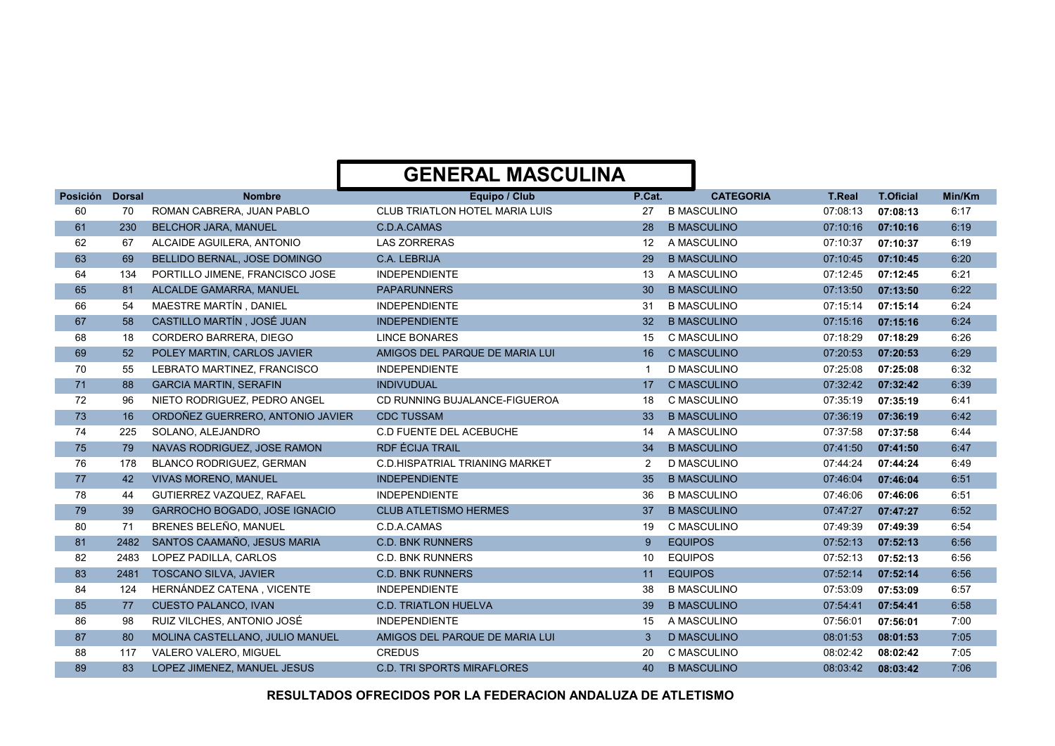# GENERAL MASCULINA

| Posición | Dorsal | Nombre | Equipo / Club | P.Cat. | CATEGORIA | T.Real | T.Oficial | Min/Km |
|---|---|---|---|---|---|---|---|---|
| 60 | 70 | ROMAN CABRERA, JUAN PABLO | CLUB TRIATLON HOTEL MARIA LUIS | 27 | B MASCULINO | 07:08:13 | **07:08:13** | 6:17 |
| 61 | 230 | BELCHOR JARA, MANUEL | C.D.A.CAMAS | 28 | B MASCULINO | 07:10:16 | **07:10:16** | 6:19 |
| 62 | 67 | ALCAIDE AGUILERA, ANTONIO | LAS ZORRERAS | 12 | A MASCULINO | 07:10:37 | **07:10:37** | 6:19 |
| 63 | 69 | BELLIDO BERNAL, JOSE DOMINGO | C.A. LEBRIJA | 29 | B MASCULINO | 07:10:45 | **07:10:45** | 6:20 |
| 64 | 134 | PORTILLO JIMENE, FRANCISCO JOSE | INDEPENDIENTE | 13 | A MASCULINO | 07:12:45 | **07:12:45** | 6:21 |
| 65 | 81 | ALCALDE GAMARRA, MANUEL | PAPARUNNERS | 30 | B MASCULINO | 07:13:50 | **07:13:50** | 6:22 |
| 66 | 54 | MAESTRE MARTÍN , DANIEL | INDEPENDIENTE | 31 | B MASCULINO | 07:15:14 | **07:15:14** | 6:24 |
| 67 | 58 | CASTILLO MARTÍN , JOSÉ JUAN | INDEPENDIENTE | 32 | B MASCULINO | 07:15:16 | **07:15:16** | 6:24 |
| 68 | 18 | CORDERO BARRERA, DIEGO | LINCE BONARES | 15 | C MASCULINO | 07:18:29 | **07:18:29** | 6:26 |
| 69 | 52 | POLEY MARTIN, CARLOS JAVIER | AMIGOS DEL PARQUE DE MARIA LUI | 16 | C MASCULINO | 07:20:53 | **07:20:53** | 6:29 |
| 70 | 55 | LEBRATO MARTINEZ, FRANCISCO | INDEPENDIENTE | 1 | D MASCULINO | 07:25:08 | **07:25:08** | 6:32 |
| 71 | 88 | GARCIA MARTIN, SERAFIN | INDIVUDUAL | 17 | C MASCULINO | 07:32:42 | **07:32:42** | 6:39 |
| 72 | 96 | NIETO RODRIGUEZ, PEDRO ANGEL | CD RUNNING BUJALANCE-FIGUEROA | 18 | C MASCULINO | 07:35:19 | **07:35:19** | 6:41 |
| 73 | 16 | ORDOÑEZ GUERRERO, ANTONIO JAVIER | CDC TUSSAM | 33 | B MASCULINO | 07:36:19 | **07:36:19** | 6:42 |
| 74 | 225 | SOLANO, ALEJANDRO | C.D FUENTE DEL ACEBUCHE | 14 | A MASCULINO | 07:37:58 | **07:37:58** | 6:44 |
| 75 | 79 | NAVAS RODRIGUEZ, JOSE RAMON | RDF ÉCIJA TRAIL | 34 | B MASCULINO | 07:41:50 | **07:41:50** | 6:47 |
| 76 | 178 | BLANCO RODRIGUEZ, GERMAN | C.D.HISPATRIAL TRIANING MARKET | 2 | D MASCULINO | 07:44:24 | **07:44:24** | 6:49 |
| 77 | 42 | VIVAS MORENO, MANUEL | INDEPENDIENTE | 35 | B MASCULINO | 07:46:04 | **07:46:04** | 6:51 |
| 78 | 44 | GUTIERREZ VAZQUEZ, RAFAEL | INDEPENDIENTE | 36 | B MASCULINO | 07:46:06 | **07:46:06** | 6:51 |
| 79 | 39 | GARROCHO BOGADO, JOSE IGNACIO | CLUB ATLETISMO HERMES | 37 | B MASCULINO | 07:47:27 | **07:47:27** | 6:52 |
| 80 | 71 | BRENES BELEÑO, MANUEL | C.D.A.CAMAS | 19 | C MASCULINO | 07:49:39 | **07:49:39** | 6:54 |
| 81 | 2482 | SANTOS CAAMAÑO, JESUS MARIA | C.D. BNK RUNNERS | 9 | EQUIPOS | 07:52:13 | **07:52:13** | 6:56 |
| 82 | 2483 | LOPEZ PADILLA, CARLOS | C.D. BNK RUNNERS | 10 | EQUIPOS | 07:52:13 | **07:52:13** | 6:56 |
| 83 | 2481 | TOSCANO SILVA, JAVIER | C.D. BNK RUNNERS | 11 | EQUIPOS | 07:52:14 | **07:52:14** | 6:56 |
| 84 | 124 | HERNÁNDEZ CATENA , VICENTE | INDEPENDIENTE | 38 | B MASCULINO | 07:53:09 | **07:53:09** | 6:57 |
| 85 | 77 | CUESTO PALANCO, IVAN | C.D. TRIATLON HUELVA | 39 | B MASCULINO | 07:54:41 | **07:54:41** | 6:58 |
| 86 | 98 | RUIZ VILCHES, ANTONIO JOSÉ | INDEPENDIENTE | 15 | A MASCULINO | 07:56:01 | **07:56:01** | 7:00 |
| 87 | 80 | MOLINA CASTELLANO, JULIO MANUEL | AMIGOS DEL PARQUE DE MARIA LUI | 3 | D MASCULINO | 08:01:53 | **08:01:53** | 7:05 |
| 88 | 117 | VALERO VALERO, MIGUEL | CREDUS | 20 | C MASCULINO | 08:02:42 | **08:02:42** | 7:05 |
| 89 | 83 | LOPEZ JIMENEZ, MANUEL JESUS | C.D. TRI SPORTS MIRAFLORES | 40 | B MASCULINO | 08:03:42 | **08:03:42** | 7:06 |

**RESULTADOS OFRECIDOS POR LA FEDERACION ANDALUZA DE ATLETISMO**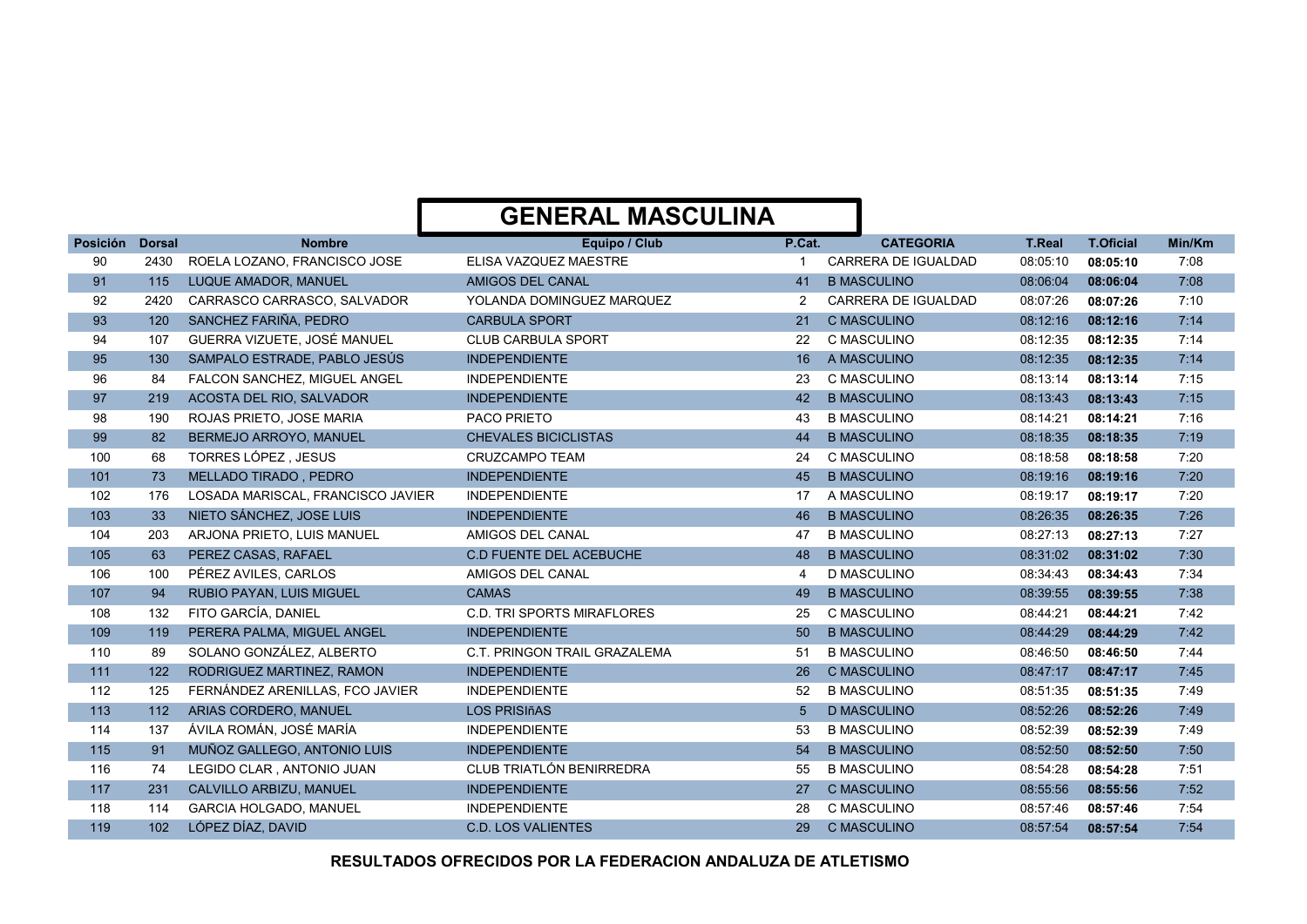# GENERAL MASCULINA

| Posición | Dorsal | Nombre | Equipo / Club | P.Cat. | CATEGORIA | T.Real | T.Oficial | Min/Km |
|---|---|---|---|---|---|---|---|---|
| 90 | 2430 | ROELA LOZANO, FRANCISCO JOSE | ELISA VAZQUEZ MAESTRE | 1 | CARRERA DE IGUALDAD | 08:05:10 | **08:05:10** | 7:08 |
| 91 | 115 | LUQUE AMADOR, MANUEL | AMIGOS DEL CANAL | 41 | B MASCULINO | 08:06:04 | **08:06:04** | 7:08 |
| 92 | 2420 | CARRASCO CARRASCO, SALVADOR | YOLANDA DOMINGUEZ MARQUEZ | 2 | CARRERA DE IGUALDAD | 08:07:26 | **08:07:26** | 7:10 |
| 93 | 120 | SANCHEZ FARIÑA, PEDRO | CARBULA SPORT | 21 | C MASCULINO | 08:12:16 | **08:12:16** | 7:14 |
| 94 | 107 | GUERRA VIZUETE, JOSÉ MANUEL | CLUB CARBULA SPORT | 22 | C MASCULINO | 08:12:35 | **08:12:35** | 7:14 |
| 95 | 130 | SAMPALO ESTRADE, PABLO JESÚS | INDEPENDIENTE | 16 | A MASCULINO | 08:12:35 | **08:12:35** | 7:14 |
| 96 | 84 | FALCON SANCHEZ, MIGUEL ANGEL | INDEPENDIENTE | 23 | C MASCULINO | 08:13:14 | **08:13:14** | 7:15 |
| 97 | 219 | ACOSTA DEL RIO, SALVADOR | INDEPENDIENTE | 42 | B MASCULINO | 08:13:43 | **08:13:43** | 7:15 |
| 98 | 190 | ROJAS PRIETO, JOSE MARIA | PACO PRIETO | 43 | B MASCULINO | 08:14:21 | **08:14:21** | 7:16 |
| 99 | 82 | BERMEJO ARROYO, MANUEL | CHEVALES BICICLISTAS | 44 | B MASCULINO | 08:18:35 | **08:18:35** | 7:19 |
| 100 | 68 | TORRES LÓPEZ , JESUS | CRUZCAMPO TEAM | 24 | C MASCULINO | 08:18:58 | **08:18:58** | 7:20 |
| 101 | 73 | MELLADO TIRADO , PEDRO | INDEPENDIENTE | 45 | B MASCULINO | 08:19:16 | **08:19:16** | 7:20 |
| 102 | 176 | LOSADA MARISCAL, FRANCISCO JAVIER | INDEPENDIENTE | 17 | A MASCULINO | 08:19:17 | **08:19:17** | 7:20 |
| 103 | 33 | NIETO SÁNCHEZ, JOSE LUIS | INDEPENDIENTE | 46 | B MASCULINO | 08:26:35 | **08:26:35** | 7:26 |
| 104 | 203 | ARJONA PRIETO, LUIS MANUEL | AMIGOS DEL CANAL | 47 | B MASCULINO | 08:27:13 | **08:27:13** | 7:27 |
| 105 | 63 | PEREZ CASAS, RAFAEL | C.D FUENTE DEL ACEBUCHE | 48 | B MASCULINO | 08:31:02 | **08:31:02** | 7:30 |
| 106 | 100 | PÉREZ AVILES, CARLOS | AMIGOS DEL CANAL | 4 | D MASCULINO | 08:34:43 | **08:34:43** | 7:34 |
| 107 | 94 | RUBIO PAYAN, LUIS MIGUEL | CAMAS | 49 | B MASCULINO | 08:39:55 | **08:39:55** | 7:38 |
| 108 | 132 | FITO GARCÍA, DANIEL | C.D. TRI SPORTS MIRAFLORES | 25 | C MASCULINO | 08:44:21 | **08:44:21** | 7:42 |
| 109 | 119 | PERERA PALMA, MIGUEL ANGEL | INDEPENDIENTE | 50 | B MASCULINO | 08:44:29 | **08:44:29** | 7:42 |
| 110 | 89 | SOLANO GONZÁLEZ, ALBERTO | C.T. PRINGON TRAIL GRAZALEMA | 51 | B MASCULINO | 08:46:50 | **08:46:50** | 7:44 |
| 111 | 122 | RODRIGUEZ MARTINEZ, RAMON | INDEPENDIENTE | 26 | C MASCULINO | 08:47:17 | **08:47:17** | 7:45 |
| 112 | 125 | FERNÁNDEZ ARENILLAS, FCO JAVIER | INDEPENDIENTE | 52 | B MASCULINO | 08:51:35 | **08:51:35** | 7:49 |
| 113 | 112 | ARIAS CORDERO, MANUEL | LOS PRISIñAS | 5 | D MASCULINO | 08:52:26 | **08:52:26** | 7:49 |
| 114 | 137 | ÁVILA ROMÁN, JOSÉ MARÍA | INDEPENDIENTE | 53 | B MASCULINO | 08:52:39 | **08:52:39** | 7:49 |
| 115 | 91 | MUÑOZ GALLEGO, ANTONIO LUIS | INDEPENDIENTE | 54 | B MASCULINO | 08:52:50 | **08:52:50** | 7:50 |
| 116 | 74 | LEGIDO CLAR , ANTONIO JUAN | CLUB TRIATLÓN BENIRREDRA | 55 | B MASCULINO | 08:54:28 | **08:54:28** | 7:51 |
| 117 | 231 | CALVILLO ARBIZU, MANUEL | INDEPENDIENTE | 27 | C MASCULINO | 08:55:56 | **08:55:56** | 7:52 |
| 118 | 114 | GARCIA HOLGADO, MANUEL | INDEPENDIENTE | 28 | C MASCULINO | 08:57:46 | **08:57:46** | 7:54 |
| 119 | 102 | LÓPEZ DÍAZ, DAVID | C.D. LOS VALIENTES | 29 | C MASCULINO | 08:57:54 | **08:57:54** | 7:54 |

**RESULTADOS OFRECIDOS POR LA FEDERACION ANDALUZA DE ATLETISMO**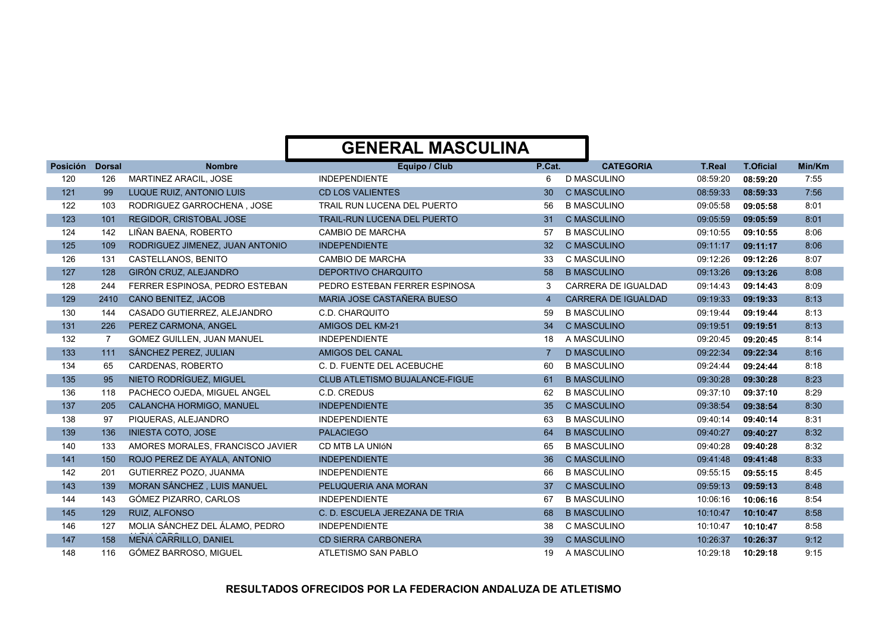# GENERAL MASCULINA

| Posición | Dorsal | Nombre | Equipo / Club | P.Cat. | CATEGORIA | T.Real | T.Oficial | Min/Km |
|---|---|---|---|---|---|---|---|---|
| 120 | 126 | MARTINEZ ARACIL, JOSE | INDEPENDIENTE | 6 | D MASCULINO | 08:59:20 | **08:59:20** | 7:55 |
| 121 | 99 | LUQUE RUIZ, ANTONIO LUIS | CD LOS VALIENTES | 30 | C MASCULINO | 08:59:33 | **08:59:33** | 7:56 |
| 122 | 103 | RODRIGUEZ GARROCHENA , JOSE | TRAIL RUN LUCENA DEL PUERTO | 56 | B MASCULINO | 09:05:58 | **09:05:58** | 8:01 |
| 123 | 101 | REGIDOR, CRISTOBAL JOSE | TRAIL-RUN LUCENA DEL PUERTO | 31 | C MASCULINO | 09:05:59 | **09:05:59** | 8:01 |
| 124 | 142 | LIÑAN BAENA, ROBERTO | CAMBIO DE MARCHA | 57 | B MASCULINO | 09:10:55 | **09:10:55** | 8:06 |
| 125 | 109 | RODRIGUEZ JIMENEZ, JUAN ANTONIO | INDEPENDIENTE | 32 | C MASCULINO | 09:11:17 | **09:11:17** | 8:06 |
| 126 | 131 | CASTELLANOS, BENITO | CAMBIO DE MARCHA | 33 | C MASCULINO | 09:12:26 | **09:12:26** | 8:07 |
| 127 | 128 | GIRÓN CRUZ, ALEJANDRO | DEPORTIVO CHARQUITO | 58 | B MASCULINO | 09:13:26 | **09:13:26** | 8:08 |
| 128 | 244 | FERRER ESPINOSA, PEDRO ESTEBAN | PEDRO ESTEBAN FERRER ESPINOSA | 3 | CARRERA DE IGUALDAD | 09:14:43 | **09:14:43** | 8:09 |
| 129 | 2410 | CANO BENITEZ, JACOB | MARIA JOSE CASTAÑERA BUESO | 4 | CARRERA DE IGUALDAD | 09:19:33 | **09:19:33** | 8:13 |
| 130 | 144 | CASADO GUTIERREZ, ALEJANDRO | C.D. CHARQUITO | 59 | B MASCULINO | 09:19:44 | **09:19:44** | 8:13 |
| 131 | 226 | PEREZ CARMONA, ANGEL | AMIGOS DEL KM-21 | 34 | C MASCULINO | 09:19:51 | **09:19:51** | 8:13 |
| 132 | 7 | GOMEZ GUILLEN, JUAN MANUEL | INDEPENDIENTE | 18 | A MASCULINO | 09:20:45 | **09:20:45** | 8:14 |
| 133 | 111 | SÁNCHEZ PEREZ, JULIAN | AMIGOS DEL CANAL | 7 | D MASCULINO | 09:22:34 | **09:22:34** | 8:16 |
| 134 | 65 | CARDENAS, ROBERTO | C. D. FUENTE DEL ACEBUCHE | 60 | B MASCULINO | 09:24:44 | **09:24:44** | 8:18 |
| 135 | 95 | NIETO RODRÍGUEZ, MIGUEL | CLUB ATLETISMO BUJALANCE-FIGUE | 61 | B MASCULINO | 09:30:28 | **09:30:28** | 8:23 |
| 136 | 118 | PACHECO OJEDA, MIGUEL ANGEL | C.D. CREDUS | 62 | B MASCULINO | 09:37:10 | **09:37:10** | 8:29 |
| 137 | 205 | CALANCHA HORMIGO, MANUEL | INDEPENDIENTE | 35 | C MASCULINO | 09:38:54 | **09:38:54** | 8:30 |
| 138 | 97 | PIQUERAS, ALEJANDRO | INDEPENDIENTE | 63 | B MASCULINO | 09:40:14 | **09:40:14** | 8:31 |
| 139 | 136 | INIESTA COTO, JOSE | PALACIEGO | 64 | B MASCULINO | 09:40:27 | **09:40:27** | 8:32 |
| 140 | 133 | AMORES MORALES, FRANCISCO JAVIER | CD MTB LA UNIóN | 65 | B MASCULINO | 09:40:28 | **09:40:28** | 8:32 |
| 141 | 150 | ROJO PEREZ DE AYALA, ANTONIO | INDEPENDIENTE | 36 | C MASCULINO | 09:41:48 | **09:41:48** | 8:33 |
| 142 | 201 | GUTIERREZ POZO, JUANMA | INDEPENDIENTE | 66 | B MASCULINO | 09:55:15 | **09:55:15** | 8:45 |
| 143 | 139 | MORAN SÁNCHEZ , LUIS MANUEL | PELUQUERIA ANA MORAN | 37 | C MASCULINO | 09:59:13 | **09:59:13** | 8:48 |
| 144 | 143 | GÓMEZ PIZARRO, CARLOS | INDEPENDIENTE | 67 | B MASCULINO | 10:06:16 | **10:06:16** | 8:54 |
| 145 | 129 | RUIZ, ALFONSO | C. D. ESCUELA JEREZANA DE TRIA | 68 | B MASCULINO | 10:10:47 | **10:10:47** | 8:58 |
| 146 | 127 | MOLIA SÁNCHEZ DEL ÁLAMO, PEDRO ALEJANDRO | INDEPENDIENTE | 38 | C MASCULINO | 10:10:47 | **10:10:47** | 8:58 |
| 147 | 158 | MENA CARRILLO, DANIEL | CD SIERRA CARBONERA | 39 | C MASCULINO | 10:26:37 | **10:26:37** | 9:12 |
| 148 | 116 | GÓMEZ BARROSO, MIGUEL | ATLETISMO SAN PABLO | 19 | A MASCULINO | 10:29:18 | **10:29:18** | 9:15 |

**RESULTADOS OFRECIDOS POR LA FEDERACION ANDALUZA DE ATLETISMO**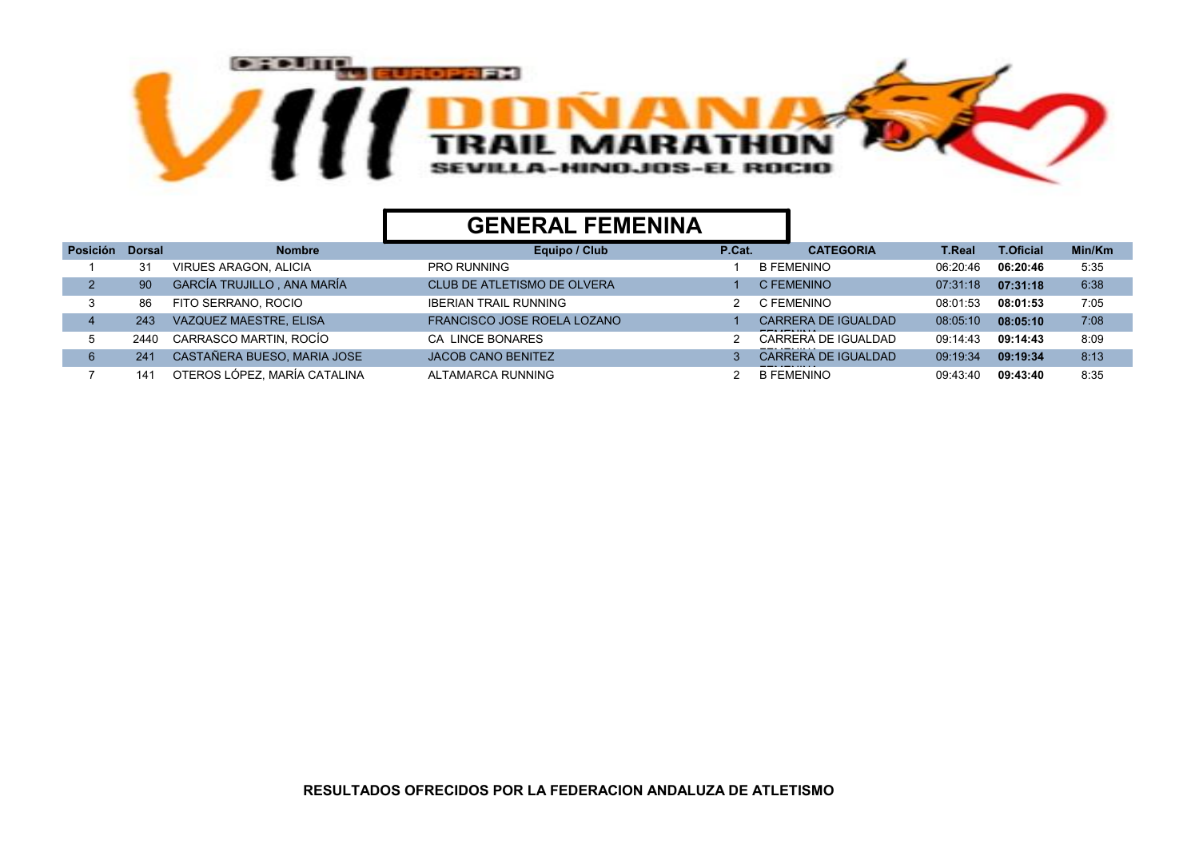# VIII DOÑANA TRAIL MARATHON

SEVILLA-HINOJOS-EL ROCIO

## GENERAL FEMENINA

| Posición | Dorsal | Nombre | Equipo / Club | P.Cat. | CATEGORIA | T.Real | T.Oficial | Min/Km |
|---|---|---|---|---|---|---|---|---|
| 1 | 31 | VIRUES ARAGON, ALICIA | PRO RUNNING | 1 | B FEMENINO | 06:20:46 | **06:20:46** | 5:35 |
| 2 | 90 | GARCÍA TRUJILLO , ANA MARÍA | CLUB DE ATLETISMO DE OLVERA | 1 | C FEMENINO | 07:31:18 | **07:31:18** | 6:38 |
| 3 | 86 | FITO SERRANO, ROCIO | IBERIAN TRAIL RUNNING | 2 | C FEMENINO | 08:01:53 | **08:01:53** | 7:05 |
| 4 | 243 | VAZQUEZ MAESTRE, ELISA | FRANCISCO JOSE ROELA LOZANO | 1 | CARRERA DE IGUALDAD FEMENINA | 08:05:10 | **08:05:10** | 7:08 |
| 5 | 2440 | CARRASCO MARTIN, ROCÍO | CA LINCE BONARES | 2 | CARRERA DE IGUALDAD FEMENINA | 09:14:43 | **09:14:43** | 8:09 |
| 6 | 241 | CASTAÑERA BUESO, MARIA JOSE | JACOB CANO BENITEZ | 3 | CARRERA DE IGUALDAD FEMENINA | 09:19:34 | **09:19:34** | 8:13 |
| 7 | 141 | OTEROS LÓPEZ, MARÍA CATALINA | ALTAMARCA RUNNING | 2 | B FEMENINO | 09:43:40 | **09:43:40** | 8:35 |

**RESULTADOS OFRECIDOS POR LA FEDERACION ANDALUZA DE ATLETISMO**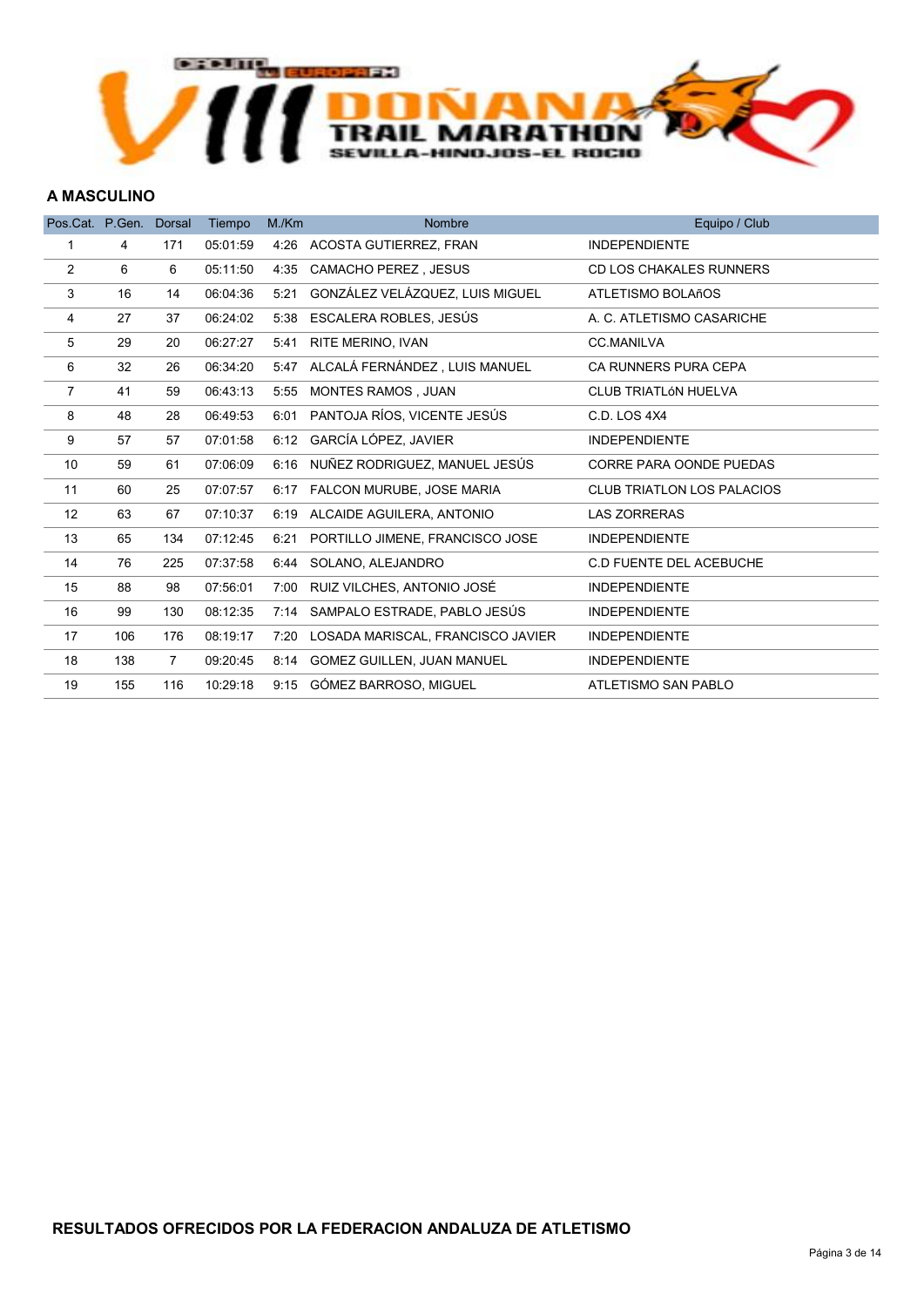## A MASCULINO

| Pos.Cat. | P.Gen. | Dorsal | Tiempo | M./Km | Nombre | Equipo / Club |
|---|---|---|---|---|---|---|
| 1 | 4 | 171 | 05:01:59 | 4:26 | ACOSTA GUTIERREZ, FRAN | INDEPENDIENTE |
| 2 | 6 | 6 | 05:11:50 | 4:35 | CAMACHO PEREZ , JESUS | CD LOS CHAKALES RUNNERS |
| 3 | 16 | 14 | 06:04:36 | 5:21 | GONZÁLEZ VELÁZQUEZ, LUIS MIGUEL | ATLETISMO BOLAñOS |
| 4 | 27 | 37 | 06:24:02 | 5:38 | ESCALERA ROBLES, JESÚS | A. C. ATLETISMO CASARICHE |
| 5 | 29 | 20 | 06:27:27 | 5:41 | RITE MERINO, IVAN | CC.MANILVA |
| 6 | 32 | 26 | 06:34:20 | 5:47 | ALCALÁ FERNÁNDEZ , LUIS MANUEL | CA RUNNERS PURA CEPA |
| 7 | 41 | 59 | 06:43:13 | 5:55 | MONTES RAMOS , JUAN | CLUB TRIATLóN HUELVA |
| 8 | 48 | 28 | 06:49:53 | 6:01 | PANTOJA RÍOS, VICENTE JESÚS | C.D. LOS 4X4 |
| 9 | 57 | 57 | 07:01:58 | 6:12 | GARCÍA LÓPEZ, JAVIER | INDEPENDIENTE |
| 10 | 59 | 61 | 07:06:09 | 6:16 | NUÑEZ RODRIGUEZ, MANUEL JESÚS | CORRE PARA OONDE PUEDAS |
| 11 | 60 | 25 | 07:07:57 | 6:17 | FALCON MURUBE, JOSE MARIA | CLUB TRIATLON LOS PALACIOS |
| 12 | 63 | 67 | 07:10:37 | 6:19 | ALCAIDE AGUILERA, ANTONIO | LAS ZORRERAS |
| 13 | 65 | 134 | 07:12:45 | 6:21 | PORTILLO JIMENE, FRANCISCO JOSE | INDEPENDIENTE |
| 14 | 76 | 225 | 07:37:58 | 6:44 | SOLANO, ALEJANDRO | C.D FUENTE DEL ACEBUCHE |
| 15 | 88 | 98 | 07:56:01 | 7:00 | RUIZ VILCHES, ANTONIO JOSÉ | INDEPENDIENTE |
| 16 | 99 | 130 | 08:12:35 | 7:14 | SAMPALO ESTRADE, PABLO JESÚS | INDEPENDIENTE |
| 17 | 106 | 176 | 08:19:17 | 7:20 | LOSADA MARISCAL, FRANCISCO JAVIER | INDEPENDIENTE |
| 18 | 138 | 7 | 09:20:45 | 8:14 | GOMEZ GUILLEN, JUAN MANUEL | INDEPENDIENTE |
| 19 | 155 | 116 | 10:29:18 | 9:15 | GÓMEZ BARROSO, MIGUEL | ATLETISMO SAN PABLO |

**RESULTADOS OFRECIDOS POR LA FEDERACION ANDALUZA DE ATLETISMO**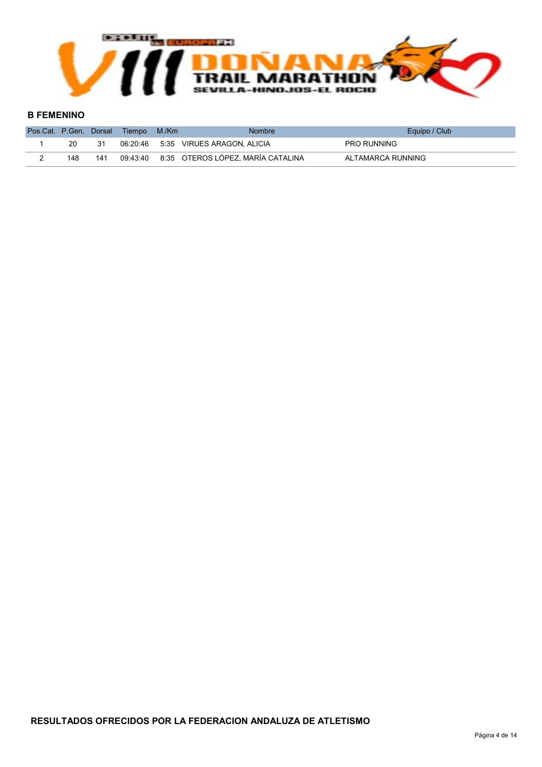## B FEMENINO

| Pos.Cat. | P.Gen. | Dorsal | Tiempo | M./Km | Nombre | Equipo / Club |
|---|---|---|---|---|---|---|
| 1 | 20 | 31 | 06:20:46 | 5:35 | VIRUES ARAGON, ALICIA | PRO RUNNING |
| 2 | 148 | 141 | 09:43:40 | 8:35 | OTEROS LÓPEZ, MARÍA CATALINA | ALTAMARCA RUNNING |

**RESULTADOS OFRECIDOS POR LA FEDERACION ANDALUZA DE ATLETISMO**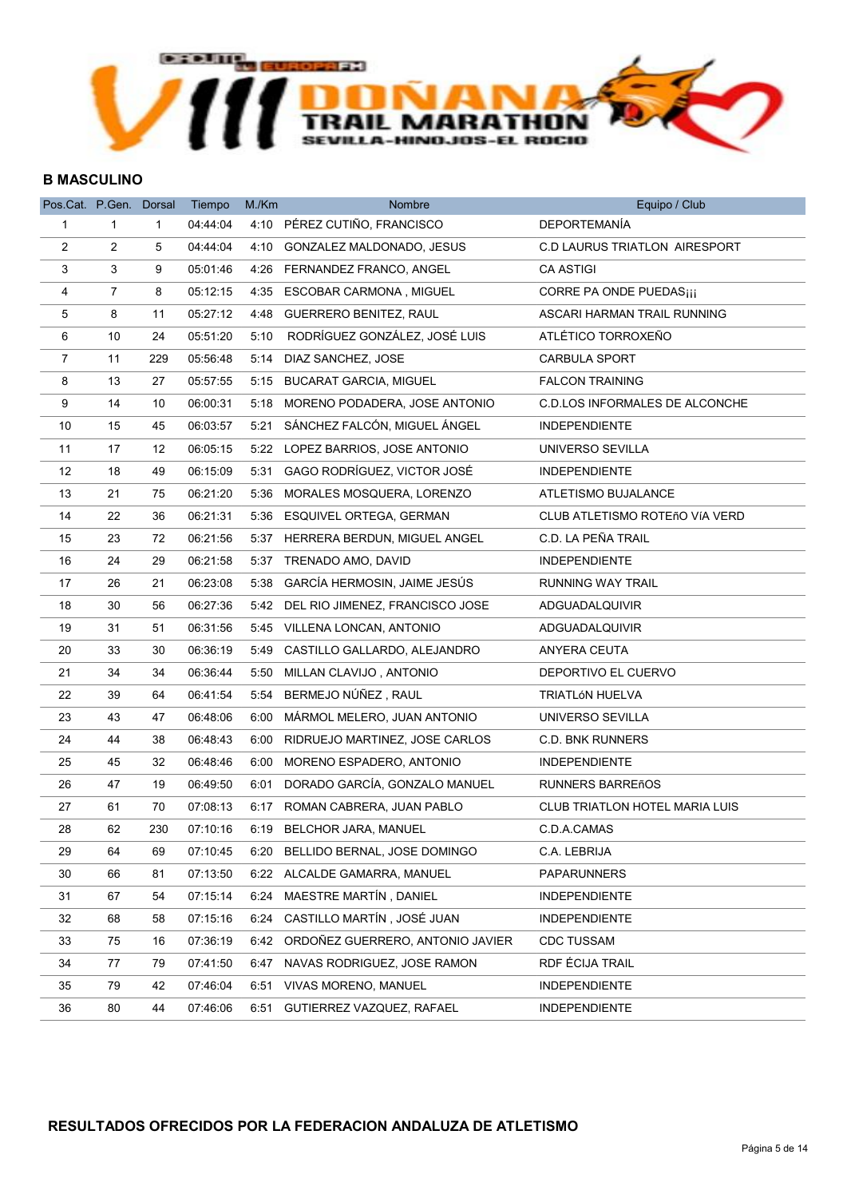## B MASCULINO

| Pos.Cat. | P.Gen. | Dorsal | Tiempo | M./Km | Nombre | Equipo / Club |
|---|---|---|---|---|---|---|
| 1 | 1 | 1 | 04:44:04 | 4:10 | PÉREZ CUTIÑO, FRANCISCO | DEPORTEMANÍA |
| 2 | 2 | 5 | 04:44:04 | 4:10 | GONZALEZ MALDONADO, JESUS | C.D LAURUS TRIATLON AIRESPORT |
| 3 | 3 | 9 | 05:01:46 | 4:26 | FERNANDEZ FRANCO, ANGEL | CA ASTIGI |
| 4 | 7 | 8 | 05:12:15 | 4:35 | ESCOBAR CARMONA , MIGUEL | CORRE PA ONDE PUEDAS¡¡¡ |
| 5 | 8 | 11 | 05:27:12 | 4:48 | GUERRERO BENITEZ, RAUL | ASCARI HARMAN TRAIL RUNNING |
| 6 | 10 | 24 | 05:51:20 | 5:10 | RODRÍGUEZ GONZÁLEZ, JOSÉ LUIS | ATLÉTICO TORROXEÑO |
| 7 | 11 | 229 | 05:56:48 | 5:14 | DIAZ SANCHEZ, JOSE | CARBULA SPORT |
| 8 | 13 | 27 | 05:57:55 | 5:15 | BUCARAT GARCIA, MIGUEL | FALCON TRAINING |
| 9 | 14 | 10 | 06:00:31 | 5:18 | MORENO PODADERA, JOSE ANTONIO | C.D.LOS INFORMALES DE ALCONCHE |
| 10 | 15 | 45 | 06:03:57 | 5:21 | SÁNCHEZ FALCÓN, MIGUEL ÁNGEL | INDEPENDIENTE |
| 11 | 17 | 12 | 06:05:15 | 5:22 | LOPEZ BARRIOS, JOSE ANTONIO | UNIVERSO SEVILLA |
| 12 | 18 | 49 | 06:15:09 | 5:31 | GAGO RODRÍGUEZ, VICTOR JOSÉ | INDEPENDIENTE |
| 13 | 21 | 75 | 06:21:20 | 5:36 | MORALES MOSQUERA, LORENZO | ATLETISMO BUJALANCE |
| 14 | 22 | 36 | 06:21:31 | 5:36 | ESQUIVEL ORTEGA, GERMAN | CLUB ATLETISMO ROTEñO VíA VERD |
| 15 | 23 | 72 | 06:21:56 | 5:37 | HERRERA BERDUN, MIGUEL ANGEL | C.D. LA PEÑA TRAIL |
| 16 | 24 | 29 | 06:21:58 | 5:37 | TRENADO AMO, DAVID | INDEPENDIENTE |
| 17 | 26 | 21 | 06:23:08 | 5:38 | GARCÍA HERMOSIN, JAIME JESÚS | RUNNING WAY TRAIL |
| 18 | 30 | 56 | 06:27:36 | 5:42 | DEL RIO JIMENEZ, FRANCISCO JOSE | ADGUADALQUIVIR |
| 19 | 31 | 51 | 06:31:56 | 5:45 | VILLENA LONCAN, ANTONIO | ADGUADALQUIVIR |
| 20 | 33 | 30 | 06:36:19 | 5:49 | CASTILLO GALLARDO, ALEJANDRO | ANYERA CEUTA |
| 21 | 34 | 34 | 06:36:44 | 5:50 | MILLAN CLAVIJO , ANTONIO | DEPORTIVO EL CUERVO |
| 22 | 39 | 64 | 06:41:54 | 5:54 | BERMEJO NÚÑEZ , RAUL | TRIATLóN HUELVA |
| 23 | 43 | 47 | 06:48:06 | 6:00 | MÁRMOL MELERO, JUAN ANTONIO | UNIVERSO SEVILLA |
| 24 | 44 | 38 | 06:48:43 | 6:00 | RIDRUEJO MARTINEZ, JOSE CARLOS | C.D. BNK RUNNERS |
| 25 | 45 | 32 | 06:48:46 | 6:00 | MORENO ESPADERO, ANTONIO | INDEPENDIENTE |
| 26 | 47 | 19 | 06:49:50 | 6:01 | DORADO GARCÍA, GONZALO MANUEL | RUNNERS BARREñOS |
| 27 | 61 | 70 | 07:08:13 | 6:17 | ROMAN CABRERA, JUAN PABLO | CLUB TRIATLON HOTEL MARIA LUIS |
| 28 | 62 | 230 | 07:10:16 | 6:19 | BELCHOR JARA, MANUEL | C.D.A.CAMAS |
| 29 | 64 | 69 | 07:10:45 | 6:20 | BELLIDO BERNAL, JOSE DOMINGO | C.A. LEBRIJA |
| 30 | 66 | 81 | 07:13:50 | 6:22 | ALCALDE GAMARRA, MANUEL | PAPARUNNERS |
| 31 | 67 | 54 | 07:15:14 | 6:24 | MAESTRE MARTÍN , DANIEL | INDEPENDIENTE |
| 32 | 68 | 58 | 07:15:16 | 6:24 | CASTILLO MARTÍN , JOSÉ JUAN | INDEPENDIENTE |
| 33 | 75 | 16 | 07:36:19 | 6:42 | ORDOÑEZ GUERRERO, ANTONIO JAVIER | CDC TUSSAM |
| 34 | 77 | 79 | 07:41:50 | 6:47 | NAVAS RODRIGUEZ, JOSE RAMON | RDF ÉCIJA TRAIL |
| 35 | 79 | 42 | 07:46:04 | 6:51 | VIVAS MORENO, MANUEL | INDEPENDIENTE |
| 36 | 80 | 44 | 07:46:06 | 6:51 | GUTIERREZ VAZQUEZ, RAFAEL | INDEPENDIENTE |

**RESULTADOS OFRECIDOS POR LA FEDERACION ANDALUZA DE ATLETISMO**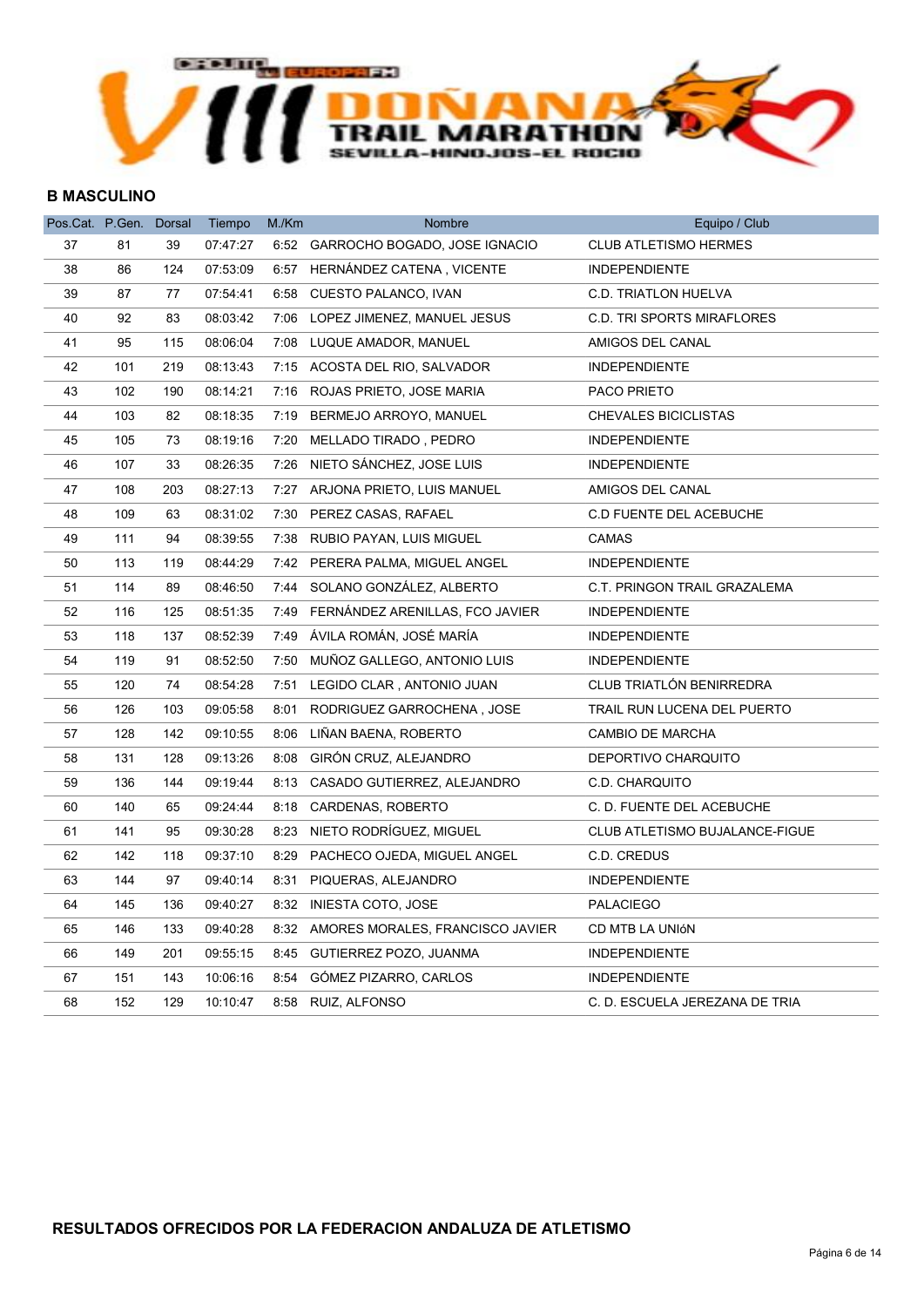## B MASCULINO

| Pos.Cat. | P.Gen. | Dorsal | Tiempo | M./Km | Nombre | Equipo / Club |
|---|---|---|---|---|---|---|
| 37 | 81 | 39 | 07:47:27 | 6:52 | GARROCHO BOGADO, JOSE IGNACIO | CLUB ATLETISMO HERMES |
| 38 | 86 | 124 | 07:53:09 | 6:57 | HERNÁNDEZ CATENA , VICENTE | INDEPENDIENTE |
| 39 | 87 | 77 | 07:54:41 | 6:58 | CUESTO PALANCO, IVAN | C.D. TRIATLON HUELVA |
| 40 | 92 | 83 | 08:03:42 | 7:06 | LOPEZ JIMENEZ, MANUEL JESUS | C.D. TRI SPORTS MIRAFLORES |
| 41 | 95 | 115 | 08:06:04 | 7:08 | LUQUE AMADOR, MANUEL | AMIGOS DEL CANAL |
| 42 | 101 | 219 | 08:13:43 | 7:15 | ACOSTA DEL RIO, SALVADOR | INDEPENDIENTE |
| 43 | 102 | 190 | 08:14:21 | 7:16 | ROJAS PRIETO, JOSE MARIA | PACO PRIETO |
| 44 | 103 | 82 | 08:18:35 | 7:19 | BERMEJO ARROYO, MANUEL | CHEVALES BICICLISTAS |
| 45 | 105 | 73 | 08:19:16 | 7:20 | MELLADO TIRADO , PEDRO | INDEPENDIENTE |
| 46 | 107 | 33 | 08:26:35 | 7:26 | NIETO SÁNCHEZ, JOSE LUIS | INDEPENDIENTE |
| 47 | 108 | 203 | 08:27:13 | 7:27 | ARJONA PRIETO, LUIS MANUEL | AMIGOS DEL CANAL |
| 48 | 109 | 63 | 08:31:02 | 7:30 | PEREZ CASAS, RAFAEL | C.D FUENTE DEL ACEBUCHE |
| 49 | 111 | 94 | 08:39:55 | 7:38 | RUBIO PAYAN, LUIS MIGUEL | CAMAS |
| 50 | 113 | 119 | 08:44:29 | 7:42 | PERERA PALMA, MIGUEL ANGEL | INDEPENDIENTE |
| 51 | 114 | 89 | 08:46:50 | 7:44 | SOLANO GONZÁLEZ, ALBERTO | C.T. PRINGON TRAIL GRAZALEMA |
| 52 | 116 | 125 | 08:51:35 | 7:49 | FERNÁNDEZ ARENILLAS, FCO JAVIER | INDEPENDIENTE |
| 53 | 118 | 137 | 08:52:39 | 7:49 | ÁVILA ROMÁN, JOSÉ MARÍA | INDEPENDIENTE |
| 54 | 119 | 91 | 08:52:50 | 7:50 | MUÑOZ GALLEGO, ANTONIO LUIS | INDEPENDIENTE |
| 55 | 120 | 74 | 08:54:28 | 7:51 | LEGIDO CLAR , ANTONIO JUAN | CLUB TRIATLÓN BENIRREDRA |
| 56 | 126 | 103 | 09:05:58 | 8:01 | RODRIGUEZ GARROCHENA , JOSE | TRAIL RUN LUCENA DEL PUERTO |
| 57 | 128 | 142 | 09:10:55 | 8:06 | LIÑAN BAENA, ROBERTO | CAMBIO DE MARCHA |
| 58 | 131 | 128 | 09:13:26 | 8:08 | GIRÓN CRUZ, ALEJANDRO | DEPORTIVO CHARQUITO |
| 59 | 136 | 144 | 09:19:44 | 8:13 | CASADO GUTIERREZ, ALEJANDRO | C.D. CHARQUITO |
| 60 | 140 | 65 | 09:24:44 | 8:18 | CARDENAS, ROBERTO | C. D. FUENTE DEL ACEBUCHE |
| 61 | 141 | 95 | 09:30:28 | 8:23 | NIETO RODRÍGUEZ, MIGUEL | CLUB ATLETISMO BUJALANCE-FIGUE |
| 62 | 142 | 118 | 09:37:10 | 8:29 | PACHECO OJEDA, MIGUEL ANGEL | C.D. CREDUS |
| 63 | 144 | 97 | 09:40:14 | 8:31 | PIQUERAS, ALEJANDRO | INDEPENDIENTE |
| 64 | 145 | 136 | 09:40:27 | 8:32 | INIESTA COTO, JOSE | PALACIEGO |
| 65 | 146 | 133 | 09:40:28 | 8:32 | AMORES MORALES, FRANCISCO JAVIER | CD MTB LA UNIóN |
| 66 | 149 | 201 | 09:55:15 | 8:45 | GUTIERREZ POZO, JUANMA | INDEPENDIENTE |
| 67 | 151 | 143 | 10:06:16 | 8:54 | GÓMEZ PIZARRO, CARLOS | INDEPENDIENTE |
| 68 | 152 | 129 | 10:10:47 | 8:58 | RUIZ, ALFONSO | C. D. ESCUELA JEREZANA DE TRIA |

**RESULTADOS OFRECIDOS POR LA FEDERACION ANDALUZA DE ATLETISMO**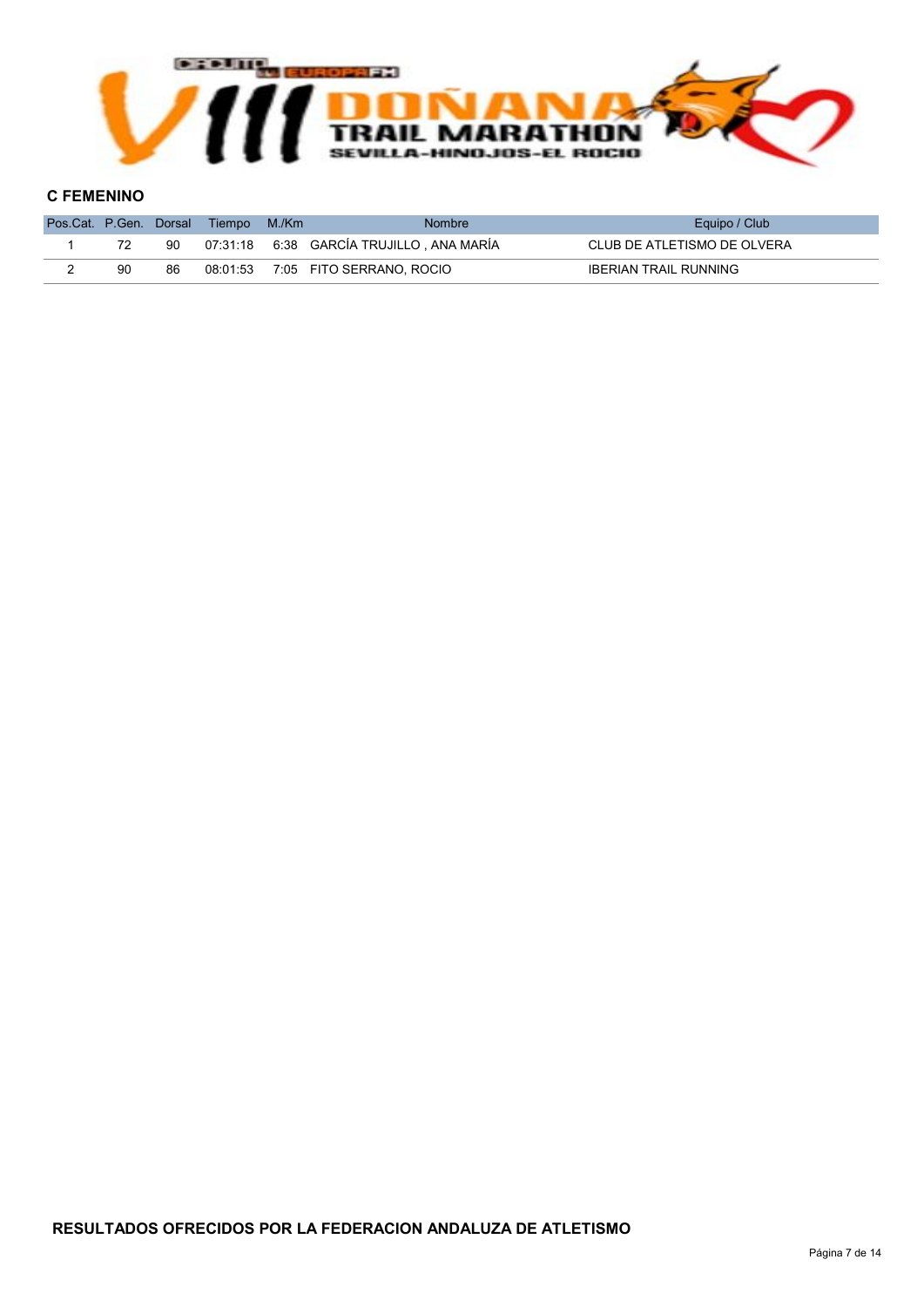## C FEMENINO

| Pos.Cat. | P.Gen. | Dorsal | Tiempo | M./Km | Nombre | Equipo / Club |
|---|---|---|---|---|---|---|
| 1 | 72 | 90 | 07:31:18 | 6:38 | GARCÍA TRUJILLO , ANA MARÍA | CLUB DE ATLETISMO DE OLVERA |
| 2 | 90 | 86 | 08:01:53 | 7:05 | FITO SERRANO, ROCIO | IBERIAN TRAIL RUNNING |

**RESULTADOS OFRECIDOS POR LA FEDERACION ANDALUZA DE ATLETISMO**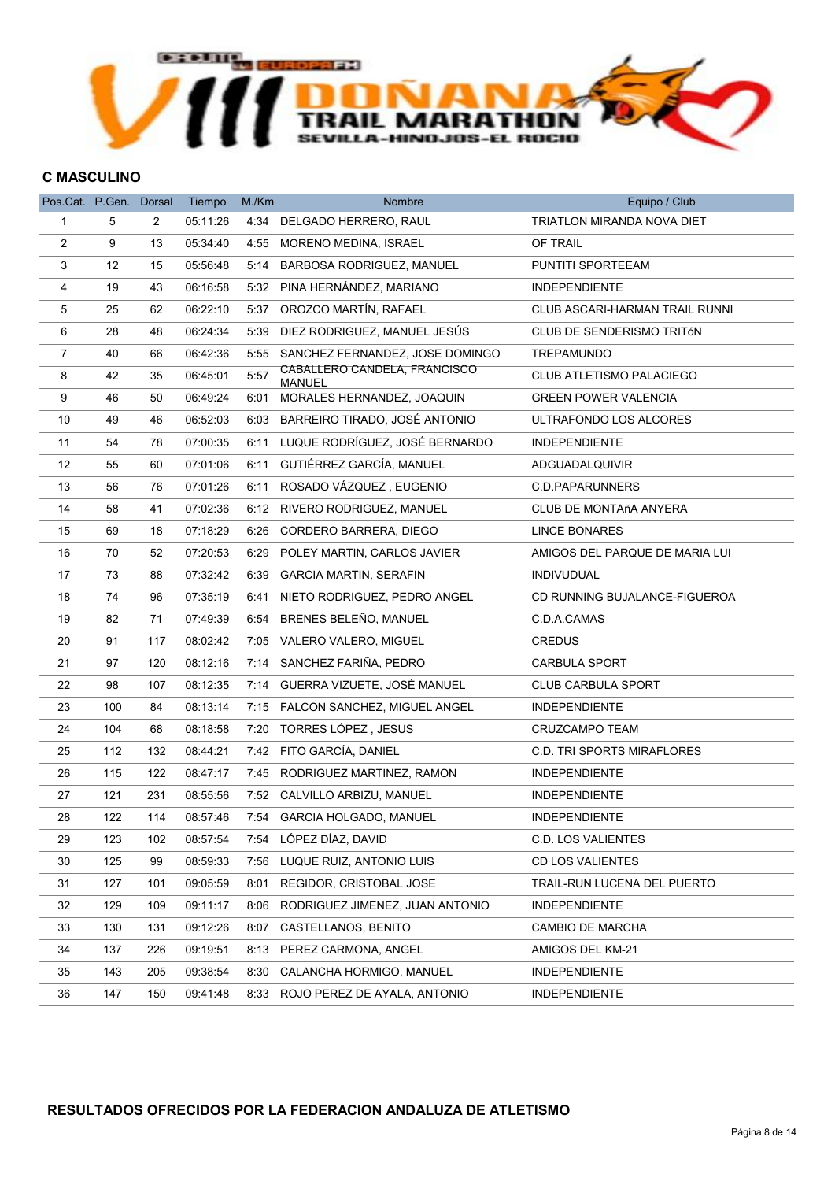## C MASCULINO

| Pos.Cat. | P.Gen. | Dorsal | Tiempo | M./Km | Nombre | Equipo / Club |
|---|---|---|---|---|---|---|
| 1 | 5 | 2 | 05:11:26 | 4:34 | DELGADO HERRERO, RAUL | TRIATLON MIRANDA NOVA DIET |
| 2 | 9 | 13 | 05:34:40 | 4:55 | MORENO MEDINA, ISRAEL | OF TRAIL |
| 3 | 12 | 15 | 05:56:48 | 5:14 | BARBOSA RODRIGUEZ, MANUEL | PUNTITI SPORTEEAM |
| 4 | 19 | 43 | 06:16:58 | 5:32 | PINA HERNÁNDEZ, MARIANO | INDEPENDIENTE |
| 5 | 25 | 62 | 06:22:10 | 5:37 | OROZCO MARTÍN, RAFAEL | CLUB ASCARI-HARMAN TRAIL RUNNI |
| 6 | 28 | 48 | 06:24:34 | 5:39 | DIEZ RODRIGUEZ, MANUEL JESÚS | CLUB DE SENDERISMO TRITóN |
| 7 | 40 | 66 | 06:42:36 | 5:55 | SANCHEZ FERNANDEZ, JOSE DOMINGO | TREPAMUNDO |
| 8 | 42 | 35 | 06:45:01 | 5:57 | CABALLERO CANDELA, FRANCISCO MANUEL | CLUB ATLETISMO PALACIEGO |
| 9 | 46 | 50 | 06:49:24 | 6:01 | MORALES HERNANDEZ, JOAQUIN | GREEN POWER VALENCIA |
| 10 | 49 | 46 | 06:52:03 | 6:03 | BARREIRO TIRADO, JOSÉ ANTONIO | ULTRAFONDO LOS ALCORES |
| 11 | 54 | 78 | 07:00:35 | 6:11 | LUQUE RODRÍGUEZ, JOSÉ BERNARDO | INDEPENDIENTE |
| 12 | 55 | 60 | 07:01:06 | 6:11 | GUTIÉRREZ GARCÍA, MANUEL | ADGUADALQUIVIR |
| 13 | 56 | 76 | 07:01:26 | 6:11 | ROSADO VÁZQUEZ , EUGENIO | C.D.PAPARUNNERS |
| 14 | 58 | 41 | 07:02:36 | 6:12 | RIVERO RODRIGUEZ, MANUEL | CLUB DE MONTAñA ANYERA |
| 15 | 69 | 18 | 07:18:29 | 6:26 | CORDERO BARRERA, DIEGO | LINCE BONARES |
| 16 | 70 | 52 | 07:20:53 | 6:29 | POLEY MARTIN, CARLOS JAVIER | AMIGOS DEL PARQUE DE MARIA LUI |
| 17 | 73 | 88 | 07:32:42 | 6:39 | GARCIA MARTIN, SERAFIN | INDIVUDUAL |
| 18 | 74 | 96 | 07:35:19 | 6:41 | NIETO RODRIGUEZ, PEDRO ANGEL | CD RUNNING BUJALANCE-FIGUEROA |
| 19 | 82 | 71 | 07:49:39 | 6:54 | BRENES BELEÑO, MANUEL | C.D.A.CAMAS |
| 20 | 91 | 117 | 08:02:42 | 7:05 | VALERO VALERO, MIGUEL | CREDUS |
| 21 | 97 | 120 | 08:12:16 | 7:14 | SANCHEZ FARIÑA, PEDRO | CARBULA SPORT |
| 22 | 98 | 107 | 08:12:35 | 7:14 | GUERRA VIZUETE, JOSÉ MANUEL | CLUB CARBULA SPORT |
| 23 | 100 | 84 | 08:13:14 | 7:15 | FALCON SANCHEZ, MIGUEL ANGEL | INDEPENDIENTE |
| 24 | 104 | 68 | 08:18:58 | 7:20 | TORRES LÓPEZ , JESUS | CRUZCAMPO TEAM |
| 25 | 112 | 132 | 08:44:21 | 7:42 | FITO GARCÍA, DANIEL | C.D. TRI SPORTS MIRAFLORES |
| 26 | 115 | 122 | 08:47:17 | 7:45 | RODRIGUEZ MARTINEZ, RAMON | INDEPENDIENTE |
| 27 | 121 | 231 | 08:55:56 | 7:52 | CALVILLO ARBIZU, MANUEL | INDEPENDIENTE |
| 28 | 122 | 114 | 08:57:46 | 7:54 | GARCIA HOLGADO, MANUEL | INDEPENDIENTE |
| 29 | 123 | 102 | 08:57:54 | 7:54 | LÓPEZ DÍAZ, DAVID | C.D. LOS VALIENTES |
| 30 | 125 | 99 | 08:59:33 | 7:56 | LUQUE RUIZ, ANTONIO LUIS | CD LOS VALIENTES |
| 31 | 127 | 101 | 09:05:59 | 8:01 | REGIDOR, CRISTOBAL JOSE | TRAIL-RUN LUCENA DEL PUERTO |
| 32 | 129 | 109 | 09:11:17 | 8:06 | RODRIGUEZ JIMENEZ, JUAN ANTONIO | INDEPENDIENTE |
| 33 | 130 | 131 | 09:12:26 | 8:07 | CASTELLANOS, BENITO | CAMBIO DE MARCHA |
| 34 | 137 | 226 | 09:19:51 | 8:13 | PEREZ CARMONA, ANGEL | AMIGOS DEL KM-21 |
| 35 | 143 | 205 | 09:38:54 | 8:30 | CALANCHA HORMIGO, MANUEL | INDEPENDIENTE |
| 36 | 147 | 150 | 09:41:48 | 8:33 | ROJO PEREZ DE AYALA, ANTONIO | INDEPENDIENTE |

**RESULTADOS OFRECIDOS POR LA FEDERACION ANDALUZA DE ATLETISMO**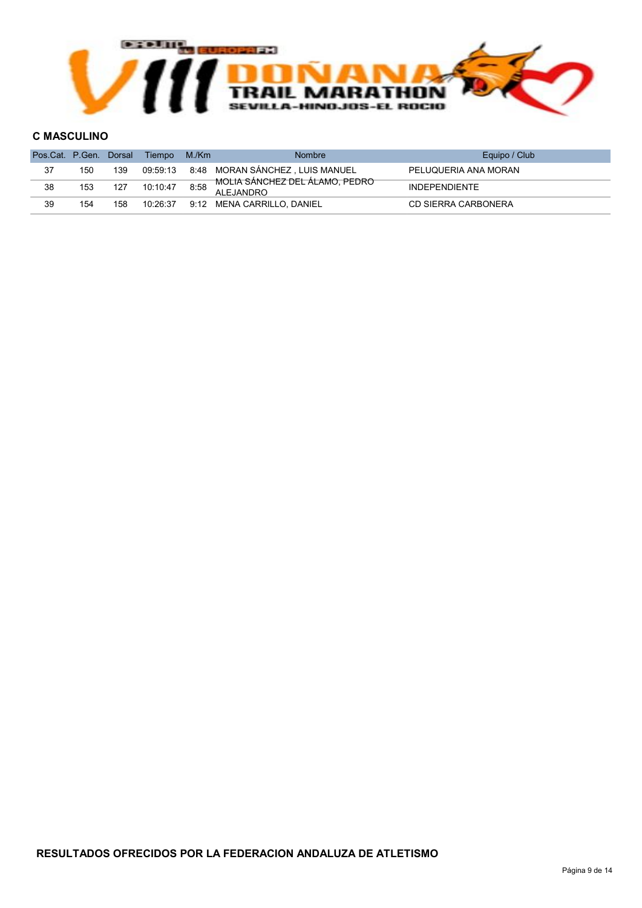## C MASCULINO

| Pos.Cat. | P.Gen. | Dorsal | Tiempo | M./Km | Nombre | Equipo / Club |
|---|---|---|---|---|---|---|
| 37 | 150 | 139 | 09:59:13 | 8:48 | MORAN SÁNCHEZ , LUIS MANUEL | PELUQUERIA ANA MORAN |
| 38 | 153 | 127 | 10:10:47 | 8:58 | MOLIA SÁNCHEZ DEL ÁLAMO, PEDRO ALEJANDRO | INDEPENDIENTE |
| 39 | 154 | 158 | 10:26:37 | 9:12 | MENA CARRILLO, DANIEL | CD SIERRA CARBONERA |

**RESULTADOS OFRECIDOS POR LA FEDERACION ANDALUZA DE ATLETISMO**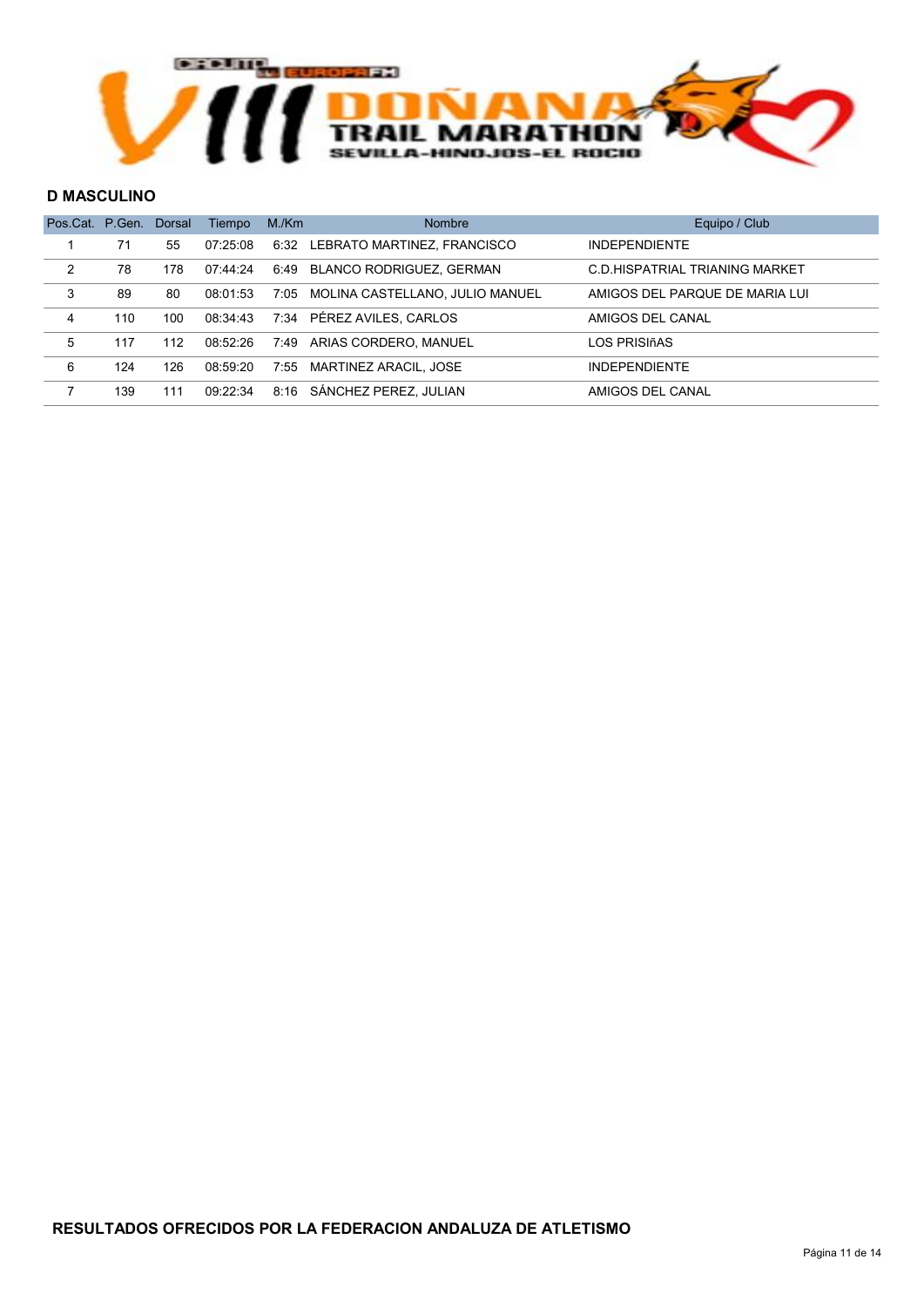## D MASCULINO

| Pos.Cat. | P.Gen. | Dorsal | Tiempo | M./Km | Nombre | Equipo / Club |
|---|---|---|---|---|---|---|
| 1 | 71 | 55 | 07:25:08 | 6:32 | LEBRATO MARTINEZ, FRANCISCO | INDEPENDIENTE |
| 2 | 78 | 178 | 07:44:24 | 6:49 | BLANCO RODRIGUEZ, GERMAN | C.D.HISPATRIAL TRIANING MARKET |
| 3 | 89 | 80 | 08:01:53 | 7:05 | MOLINA CASTELLANO, JULIO MANUEL | AMIGOS DEL PARQUE DE MARIA LUI |
| 4 | 110 | 100 | 08:34:43 | 7:34 | PÉREZ AVILES, CARLOS | AMIGOS DEL CANAL |
| 5 | 117 | 112 | 08:52:26 | 7:49 | ARIAS CORDERO, MANUEL | LOS PRISIñAS |
| 6 | 124 | 126 | 08:59:20 | 7:55 | MARTINEZ ARACIL, JOSE | INDEPENDIENTE |
| 7 | 139 | 111 | 09:22:34 | 8:16 | SÁNCHEZ PEREZ, JULIAN | AMIGOS DEL CANAL |

**RESULTADOS OFRECIDOS POR LA FEDERACION ANDALUZA DE ATLETISMO**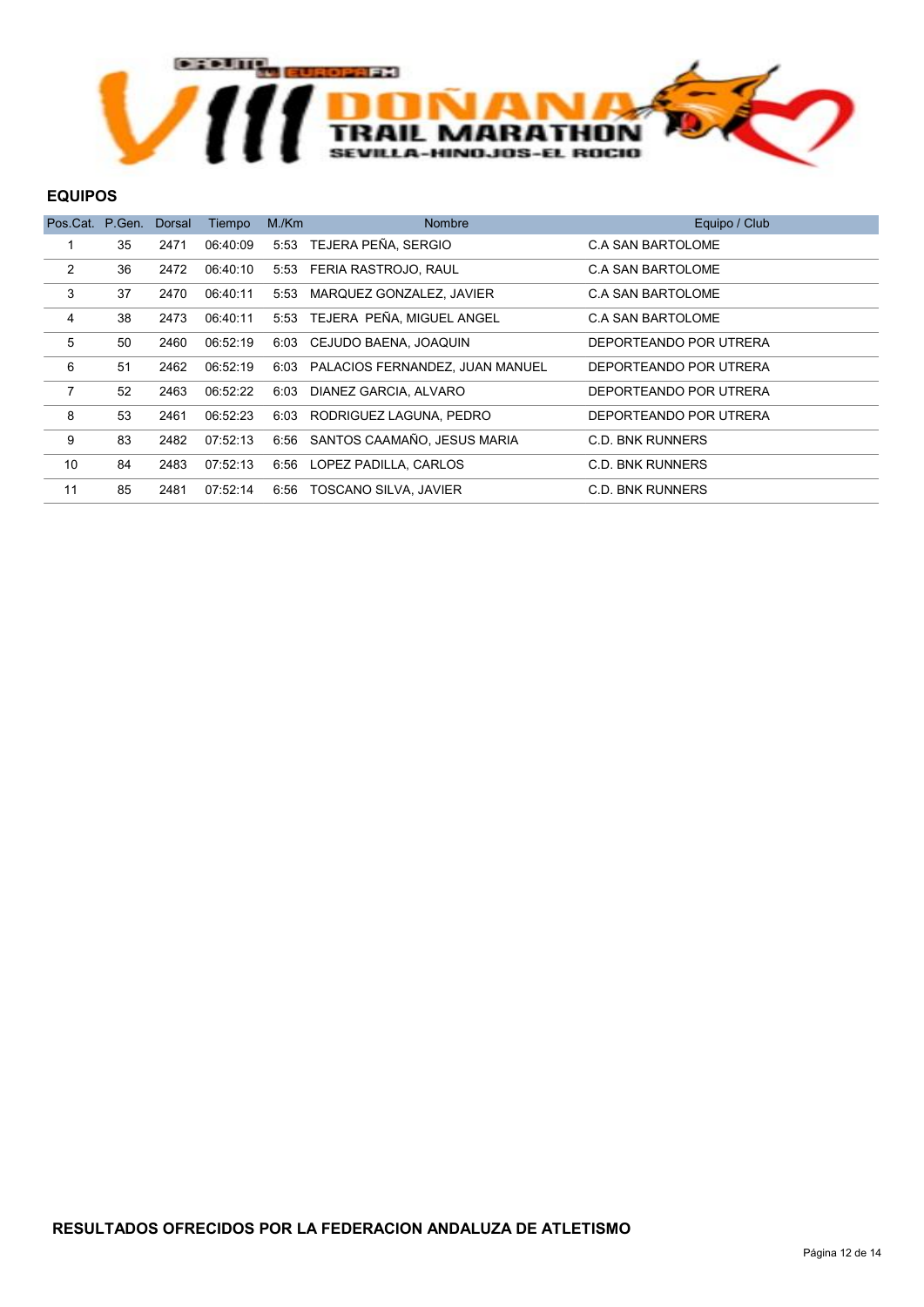## EQUIPOS

| Pos.Cat. | P.Gen. | Dorsal | Tiempo | M./Km | Nombre | Equipo / Club |
|---|---|---|---|---|---|---|
| 1 | 35 | 2471 | 06:40:09 | 5:53 | TEJERA PEÑA, SERGIO | C.A SAN BARTOLOME |
| 2 | 36 | 2472 | 06:40:10 | 5:53 | FERIA RASTROJO, RAUL | C.A SAN BARTOLOME |
| 3 | 37 | 2470 | 06:40:11 | 5:53 | MARQUEZ GONZALEZ, JAVIER | C.A SAN BARTOLOME |
| 4 | 38 | 2473 | 06:40:11 | 5:53 | TEJERA PEÑA, MIGUEL ANGEL | C.A SAN BARTOLOME |
| 5 | 50 | 2460 | 06:52:19 | 6:03 | CEJUDO BAENA, JOAQUIN | DEPORTEANDO POR UTRERA |
| 6 | 51 | 2462 | 06:52:19 | 6:03 | PALACIOS FERNANDEZ, JUAN MANUEL | DEPORTEANDO POR UTRERA |
| 7 | 52 | 2463 | 06:52:22 | 6:03 | DIANEZ GARCIA, ALVARO | DEPORTEANDO POR UTRERA |
| 8 | 53 | 2461 | 06:52:23 | 6:03 | RODRIGUEZ LAGUNA, PEDRO | DEPORTEANDO POR UTRERA |
| 9 | 83 | 2482 | 07:52:13 | 6:56 | SANTOS CAAMAÑO, JESUS MARIA | C.D. BNK RUNNERS |
| 10 | 84 | 2483 | 07:52:13 | 6:56 | LOPEZ PADILLA, CARLOS | C.D. BNK RUNNERS |
| 11 | 85 | 2481 | 07:52:14 | 6:56 | TOSCANO SILVA, JAVIER | C.D. BNK RUNNERS |

**RESULTADOS OFRECIDOS POR LA FEDERACION ANDALUZA DE ATLETISMO**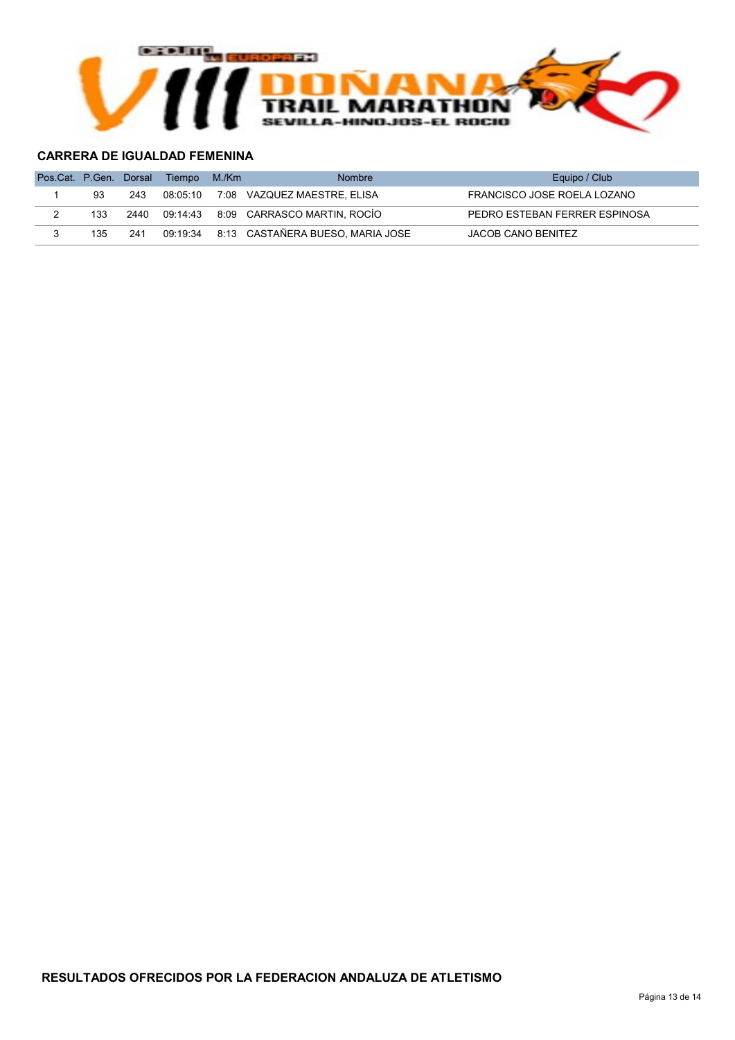## CARRERA DE IGUALDAD FEMENINA

| Pos.Cat. | P.Gen. | Dorsal | Tiempo | M./Km | Nombre | Equipo / Club |
|---|---|---|---|---|---|---|
| 1 | 93 | 243 | 08:05:10 | 7:08 | VAZQUEZ MAESTRE, ELISA | FRANCISCO JOSE ROELA LOZANO |
| 2 | 133 | 2440 | 09:14:43 | 8:09 | CARRASCO MARTIN, ROCÍO | PEDRO ESTEBAN FERRER ESPINOSA |
| 3 | 135 | 241 | 09:19:34 | 8:13 | CASTAÑERA BUESO, MARIA JOSE | JACOB CANO BENITEZ |

**RESULTADOS OFRECIDOS POR LA FEDERACION ANDALUZA DE ATLETISMO**